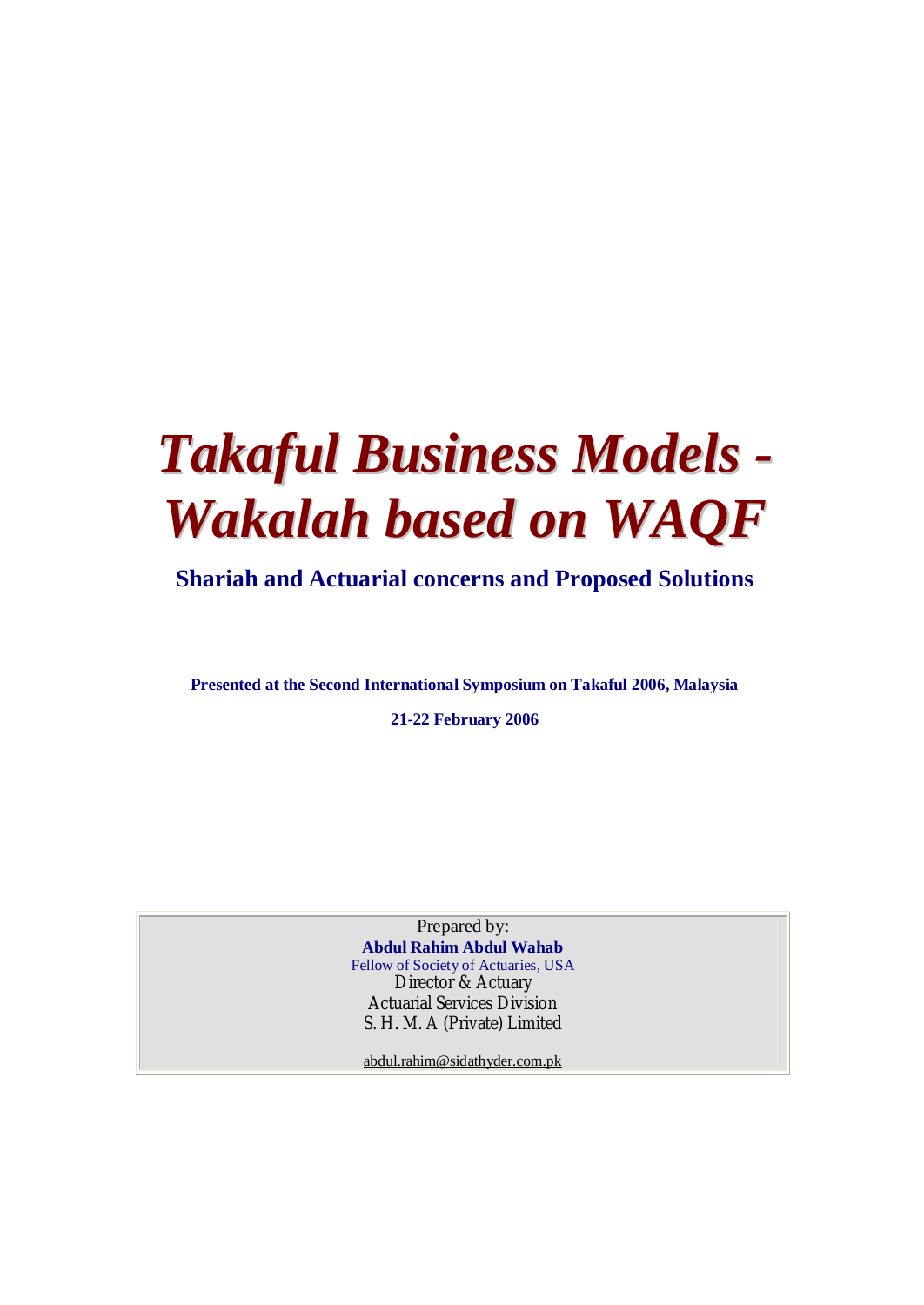# *Takaful Business Models - Wakalah based on WAQF*

## Shariah and Actuarial concerns and Proposed Solutions

**Presented at the Second International Symposium on Takaful 2006, Malaysia**

**21-22 February 2006**

Prepared by:
**Abdul Rahim Abdul Wahab**
Fellow of Society of Actuaries, USA
Director & Actuary
Actuarial Services Division
S. H. M. A (Private) Limited

abdul.rahim@sidathyder.com.pk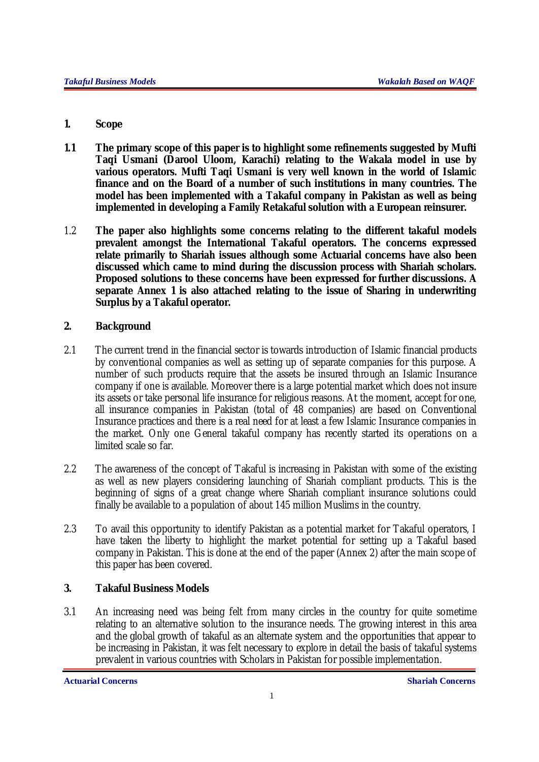## 1. Scope

**1.1 The primary scope of this paper is to highlight some refinements suggested by Mufti Taqi Usmani (Darool Uloom, Karachi) relating to the Wakala model in use by various operators. Mufti Taqi Usmani is very well known in the world of Islamic finance and on the Board of a number of such institutions in many countries. The model has been implemented with a Takaful company in Pakistan as well as being implemented in developing a Family Retakaful solution with a European reinsurer.**

1.2 **The paper also highlights some concerns relating to the different takaful models prevalent amongst the International Takaful operators. The concerns expressed relate primarily to Shariah issues although some Actuarial concerns have also been discussed which came to mind during the discussion process with Shariah scholars. Proposed solutions to these concerns have been expressed for further discussions. A separate Annex 1 is also attached relating to the issue of Sharing in underwriting Surplus by a Takaful operator.**

## 2. Background

2.1 The current trend in the financial sector is towards introduction of Islamic financial products by conventional companies as well as setting up of separate companies for this purpose. A number of such products require that the assets be insured through an Islamic Insurance company if one is available. Moreover there is a large potential market which does not insure its assets or take personal life insurance for religious reasons. At the moment, accept for one, all insurance companies in Pakistan (total of 48 companies) are based on Conventional Insurance practices and there is a real need for at least a few Islamic Insurance companies in the market. Only one General takaful company has recently started its operations on a limited scale so far.

2.2 The awareness of the concept of Takaful is increasing in Pakistan with some of the existing as well as new players considering launching of Shariah compliant products. This is the beginning of signs of a great change where Shariah compliant insurance solutions could finally be available to a population of about 145 million Muslims in the country.

2.3 To avail this opportunity to identify Pakistan as a potential market for Takaful operators, I have taken the liberty to highlight the market potential for setting up a Takaful based company in Pakistan. This is done at the end of the paper (Annex 2) after the main scope of this paper has been covered.

## 3. Takaful Business Models

3.1 An increasing need was being felt from many circles in the country for quite sometime relating to an alternative solution to the insurance needs. The growing interest in this area and the global growth of takaful as an alternate system and the opportunities that appear to be increasing in Pakistan, it was felt necessary to explore in detail the basis of takaful systems prevalent in various countries with Scholars in Pakistan for possible implementation.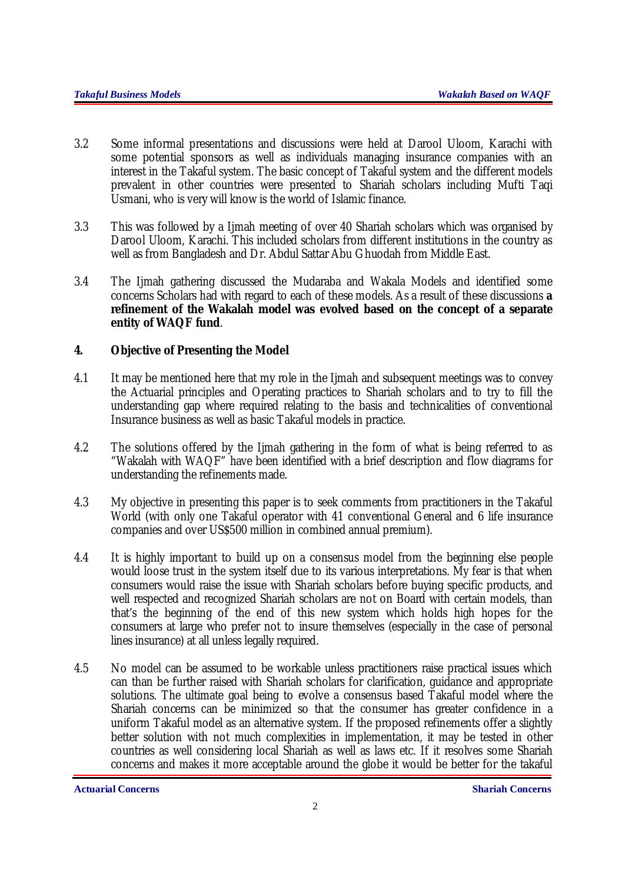3.2 Some informal presentations and discussions were held at Darool Uloom, Karachi with some potential sponsors as well as individuals managing insurance companies with an interest in the Takaful system. The basic concept of Takaful system and the different models prevalent in other countries were presented to Shariah scholars including Mufti Taqi Usmani, who is very will know is the world of Islamic finance.

3.3 This was followed by a Ijmah meeting of over 40 Shariah scholars which was organised by Darool Uloom, Karachi. This included scholars from different institutions in the country as well as from Bangladesh and Dr. Abdul Sattar Abu Ghuodah from Middle East.

3.4 The Ijmah gathering discussed the Mudaraba and Wakala Models and identified some concerns Scholars had with regard to each of these models. As a result of these discussions **a refinement of the Wakalah model was evolved based on the concept of a separate entity of WAQF fund**.

## 4. Objective of Presenting the Model

4.1 It may be mentioned here that my role in the Ijmah and subsequent meetings was to convey the Actuarial principles and Operating practices to Shariah scholars and to try to fill the understanding gap where required relating to the basis and technicalities of conventional Insurance business as well as basic Takaful models in practice.

4.2 The solutions offered by the Ijmah gathering in the form of what is being referred to as "Wakalah with WAQF" have been identified with a brief description and flow diagrams for understanding the refinements made.

4.3 My objective in presenting this paper is to seek comments from practitioners in the Takaful World (with only one Takaful operator with 41 conventional General and 6 life insurance companies and over US$500 million in combined annual premium).

4.4 It is highly important to build up on a consensus model from the beginning else people would loose trust in the system itself due to its various interpretations. My fear is that when consumers would raise the issue with Shariah scholars before buying specific products, and well respected and recognized Shariah scholars are not on Board with certain models, than that's the beginning of the end of this new system which holds high hopes for the consumers at large who prefer not to insure themselves (especially in the case of personal lines insurance) at all unless legally required.

4.5 No model can be assumed to be workable unless practitioners raise practical issues which can than be further raised with Shariah scholars for clarification, guidance and appropriate solutions. The ultimate goal being to evolve a consensus based Takaful model where the Shariah concerns can be minimized so that the consumer has greater confidence in a uniform Takaful model as an alternative system. If the proposed refinements offer a slightly better solution with not much complexities in implementation, it may be tested in other countries as well considering local Shariah as well as laws etc. If it resolves some Shariah concerns and makes it more acceptable around the globe it would be better for the takaful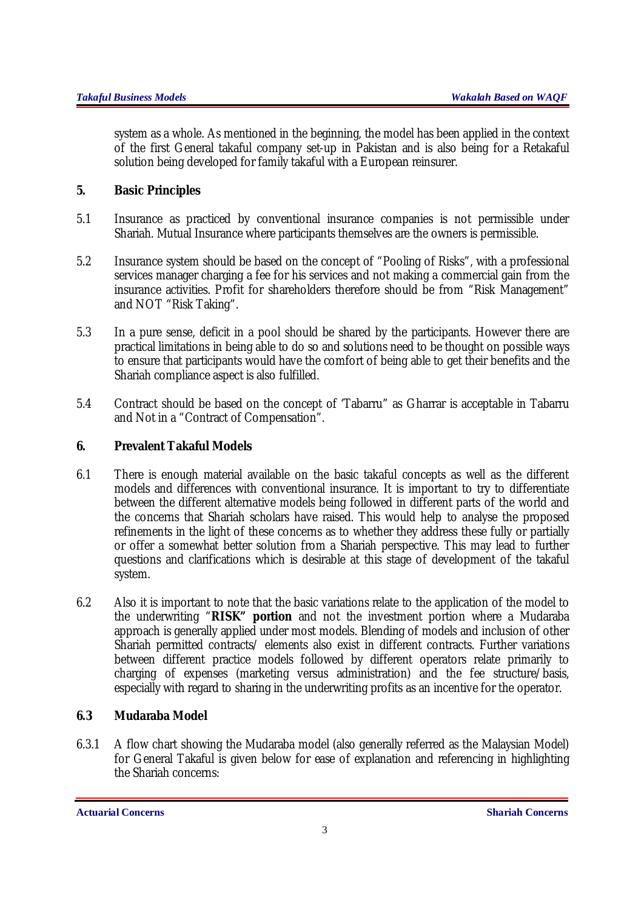system as a whole. As mentioned in the beginning, the model has been applied in the context of the first General takaful company set-up in Pakistan and is also being for a Retakaful solution being developed for family takaful with a European reinsurer.

## 5. Basic Principles

5.1 Insurance as practiced by conventional insurance companies is not permissible under Shariah. Mutual Insurance where participants themselves are the owners is permissible.

5.2 Insurance system should be based on the concept of "Pooling of Risks", with a professional services manager charging a fee for his services and not making a commercial gain from the insurance activities. Profit for shareholders therefore should be from "Risk Management" and NOT "Risk Taking".

5.3 In a pure sense, deficit in a pool should be shared by the participants. However there are practical limitations in being able to do so and solutions need to be thought on possible ways to ensure that participants would have the comfort of being able to get their benefits and the Shariah compliance aspect is also fulfilled.

5.4 Contract should be based on the concept of 'Tabarru" as Gharrar is acceptable in Tabarru and Not in a "Contract of Compensation".

## 6. Prevalent Takaful Models

6.1 There is enough material available on the basic takaful concepts as well as the different models and differences with conventional insurance. It is important to try to differentiate between the different alternative models being followed in different parts of the world and the concerns that Shariah scholars have raised. This would help to analyse the proposed refinements in the light of these concerns as to whether they address these fully or partially or offer a somewhat better solution from a Shariah perspective. This may lead to further questions and clarifications which is desirable at this stage of development of the takaful system.

6.2 Also it is important to note that the basic variations relate to the application of the model to the underwriting "**RISK" portion** and not the investment portion where a Mudaraba approach is generally applied under most models. Blending of models and inclusion of other Shariah permitted contracts/ elements also exist in different contracts. Further variations between different practice models followed by different operators relate primarily to charging of expenses (marketing versus administration) and the fee structure/basis, especially with regard to sharing in the underwriting profits as an incentive for the operator.

### 6.3 Mudaraba Model

6.3.1 A flow chart showing the Mudaraba model (also generally referred as the Malaysian Model) for General Takaful is given below for ease of explanation and referencing in highlighting the Shariah concerns: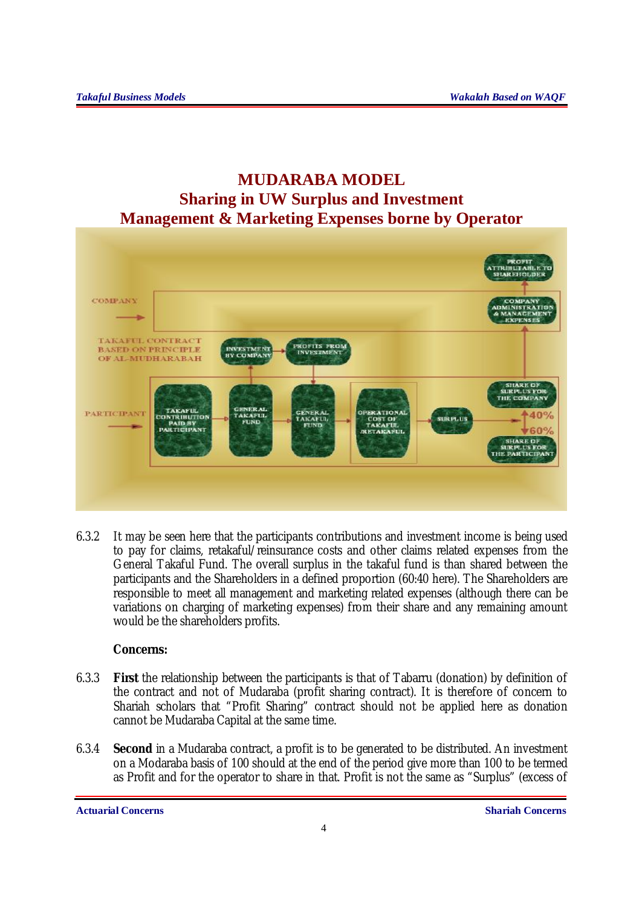## MUDARABA MODEL
## Sharing in UW Surplus and Investment
## Management & Marketing Expenses borne by Operator

6.3.2 It may be seen here that the participants contributions and investment income is being used to pay for claims, retakaful/reinsurance costs and other claims related expenses from the General Takaful Fund. The overall surplus in the takaful fund is than shared between the participants and the Shareholders in a defined proportion (60:40 here). The Shareholders are responsible to meet all management and marketing related expenses (although there can be variations on charging of marketing expenses) from their share and any remaining amount would be the shareholders profits.

**Concerns:**

6.3.3 **First** the relationship between the participants is that of Tabarru (donation) by definition of the contract and not of Mudaraba (profit sharing contract). It is therefore of concern to Shariah scholars that "Profit Sharing" contract should not be applied here as donation cannot be Mudaraba Capital at the same time.

6.3.4 **Second** in a Mudaraba contract, a profit is to be generated to be distributed. An investment on a Modaraba basis of 100 should at the end of the period give more than 100 to be termed as Profit and for the operator to share in that. Profit is not the same as "Surplus" (excess of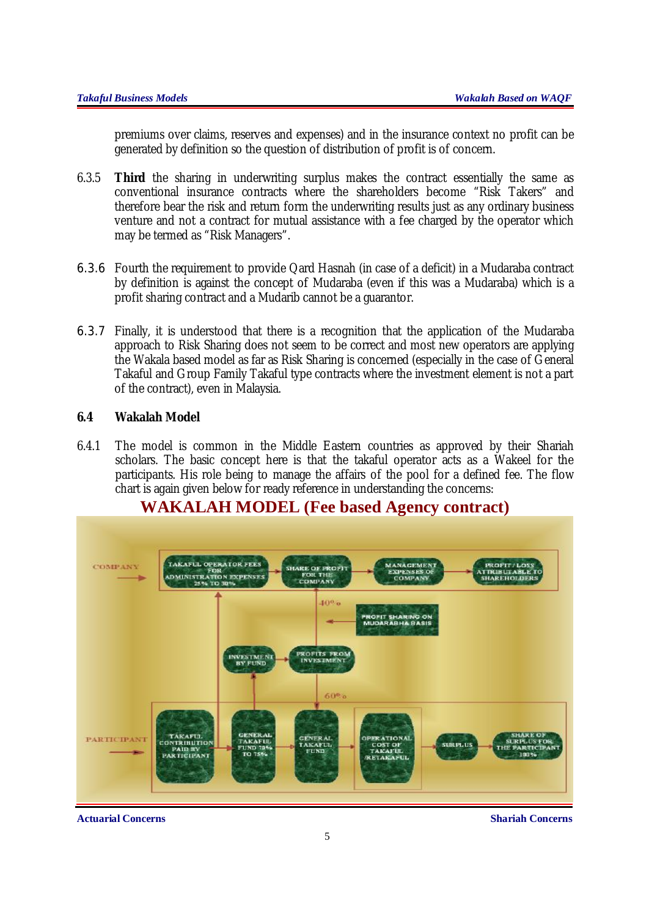premiums over claims, reserves and expenses) and in the insurance context no profit can be generated by definition so the question of distribution of profit is of concern.

6.3.5 **Third** the sharing in underwriting surplus makes the contract essentially the same as conventional insurance contracts where the shareholders become “Risk Takers” and therefore bear the risk and return form the underwriting results just as any ordinary business venture and not a contract for mutual assistance with a fee charged by the operator which may be termed as “Risk Managers”.

6.3.6 Fourth the requirement to provide Qard Hasnah (in case of a deficit) in a Mudaraba contract by definition is against the concept of Mudaraba (even if this was a Mudaraba) which is a profit sharing contract and a Mudarib cannot be a guarantor.

6.3.7 Finally, it is understood that there is a recognition that the application of the Mudaraba approach to Risk Sharing does not seem to be correct and most new operators are applying the Wakala based model as far as Risk Sharing is concerned (especially in the case of General Takaful and Group Family Takaful type contracts where the investment element is not a part of the contract), even in Malaysia.

## 6.4 Wakalah Model

6.4.1 The model is common in the Middle Eastern countries as approved by their Shariah scholars. The basic concept here is that the takaful operator acts as a Wakeel for the participants. His role being to manage the affairs of the pool for a defined fee. The flow chart is again given below for ready reference in understanding the concerns:

**WAKALAH MODEL (Fee based Agency contract)**

COMPANY → TAKAFUL OPERATOR FEES FOR ADMINISTRATION EXPENSES 25% TO 30% → SHARE OF PROFIT FOR THE COMPANY → MANAGEMENT EXPENSES OF COMPANY → PROFIT / LOSS ATTRIBUTABLE TO SHAREHOLDERS

40% — PROFIT SHARING ON MUDARABHA BASIS

INVESTMENT BY FUND → PROFITS FROM INVESTMENT

60%

PARTICIPANT → TAKAFUL CONTRIBUTION PAID BY PARTICIPANT → GENERAL TAKAFUL FUND 70% TO 75% → GENERAL TAKAFUL FUND → OPERATIONAL COST OF TAKAFUL /RETAKAFUL → SURPLUS → SHARE OF SURPLUS FOR THE PARTICIPANT 100%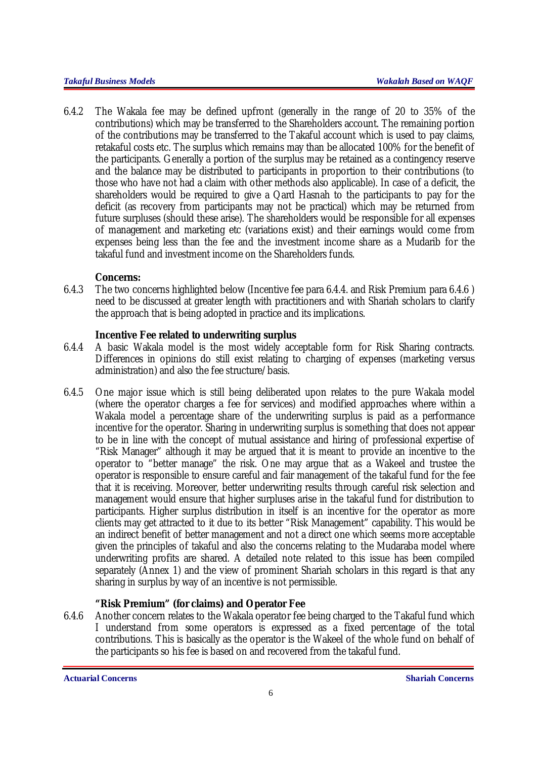6.4.2 The Wakala fee may be defined upfront (generally in the range of 20 to 35% of the contributions) which may be transferred to the Shareholders account. The remaining portion of the contributions may be transferred to the Takaful account which is used to pay claims, retakaful costs etc. The surplus which remains may than be allocated 100% for the benefit of the participants. Generally a portion of the surplus may be retained as a contingency reserve and the balance may be distributed to participants in proportion to their contributions (to those who have not had a claim with other methods also applicable). In case of a deficit, the shareholders would be required to give a Qard Hasnah to the participants to pay for the deficit (as recovery from participants may not be practical) which may be returned from future surpluses (should these arise). The shareholders would be responsible for all expenses of management and marketing etc (variations exist) and their earnings would come from expenses being less than the fee and the investment income share as a Mudarib for the takaful fund and investment income on the Shareholders funds.

**Concerns:**

6.4.3 The two concerns highlighted below (Incentive fee para 6.4.4. and Risk Premium para 6.4.6 ) need to be discussed at greater length with practitioners and with Shariah scholars to clarify the approach that is being adopted in practice and its implications.

**Incentive Fee related to underwriting surplus**

6.4.4 A basic Wakala model is the most widely acceptable form for Risk Sharing contracts. Differences in opinions do still exist relating to charging of expenses (marketing versus administration) and also the fee structure/basis.

6.4.5 One major issue which is still being deliberated upon relates to the pure Wakala model (where the operator charges a fee for services) and modified approaches where within a Wakala model a percentage share of the underwriting surplus is paid as a performance incentive for the operator. Sharing in underwriting surplus is something that does not appear to be in line with the concept of mutual assistance and hiring of professional expertise of "Risk Manager" although it may be argued that it is meant to provide an incentive to the operator to "better manage" the risk. One may argue that as a Wakeel and trustee the operator is responsible to ensure careful and fair management of the takaful fund for the fee that it is receiving. Moreover, better underwriting results through careful risk selection and management would ensure that higher surpluses arise in the takaful fund for distribution to participants. Higher surplus distribution in itself is an incentive for the operator as more clients may get attracted to it due to its better "Risk Management" capability. This would be an indirect benefit of better management and not a direct one which seems more acceptable given the principles of takaful and also the concerns relating to the Mudaraba model where underwriting profits are shared. A detailed note related to this issue has been compiled separately (Annex 1) and the view of prominent Shariah scholars in this regard is that any sharing in surplus by way of an incentive is not permissible.

**"Risk Premium" (for claims) and Operator Fee**

6.4.6 Another concern relates to the Wakala operator fee being charged to the Takaful fund which I understand from some operators is expressed as a fixed percentage of the total contributions. This is basically as the operator is the Wakeel of the whole fund on behalf of the participants so his fee is based on and recovered from the takaful fund.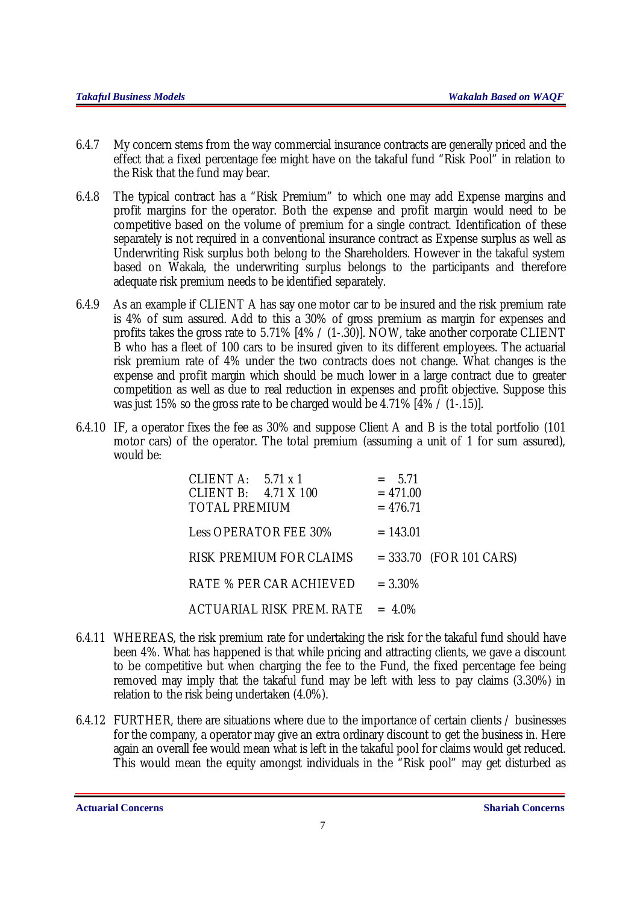6.4.7 My concern stems from the way commercial insurance contracts are generally priced and the effect that a fixed percentage fee might have on the takaful fund "Risk Pool" in relation to the Risk that the fund may bear.

6.4.8 The typical contract has a "Risk Premium" to which one may add Expense margins and profit margins for the operator. Both the expense and profit margin would need to be competitive based on the volume of premium for a single contract. Identification of these separately is not required in a conventional insurance contract as Expense surplus as well as Underwriting Risk surplus both belong to the Shareholders. However in the takaful system based on Wakala, the underwriting surplus belongs to the participants and therefore adequate risk premium needs to be identified separately.

6.4.9 As an example if CLIENT A has say one motor car to be insured and the risk premium rate is 4% of sum assured. Add to this a 30% of gross premium as margin for expenses and profits takes the gross rate to 5.71% [4% / (1-.30)]. NOW, take another corporate CLIENT B who has a fleet of 100 cars to be insured given to its different employees. The actuarial risk premium rate of 4% under the two contracts does not change. What changes is the expense and profit margin which should be much lower in a large contract due to greater competition as well as due to real reduction in expenses and profit objective. Suppose this was just 15% so the gross rate to be charged would be 4.71% [4% / (1-.15)].

6.4.10 IF, a operator fixes the fee as 30% and suppose Client A and B is the total portfolio (101 motor cars) of the operator. The total premium (assuming a unit of 1 for sum assured), would be:

| | |
|---|---|
| CLIENT A: 5.71 x 1 | = 5.71 |
| CLIENT B: 4.71 X 100 | = 471.00 |
| TOTAL PREMIUM | = 476.71 |
| Less OPERATOR FEE 30% | = 143.01 |
| RISK PREMIUM FOR CLAIMS | = 333.70 (FOR 101 CARS) |
| RATE % PER CAR ACHIEVED | = 3.30% |
| ACTUARIAL RISK PREM. RATE | = 4.0% |

6.4.11 WHEREAS, the risk premium rate for undertaking the risk for the takaful fund should have been 4%. What has happened is that while pricing and attracting clients, we gave a discount to be competitive but when charging the fee to the Fund, the fixed percentage fee being removed may imply that the takaful fund may be left with less to pay claims (3.30%) in relation to the risk being undertaken (4.0%).

6.4.12 FURTHER, there are situations where due to the importance of certain clients / businesses for the company, a operator may give an extra ordinary discount to get the business in. Here again an overall fee would mean what is left in the takaful pool for claims would get reduced. This would mean the equity amongst individuals in the "Risk pool" may get disturbed as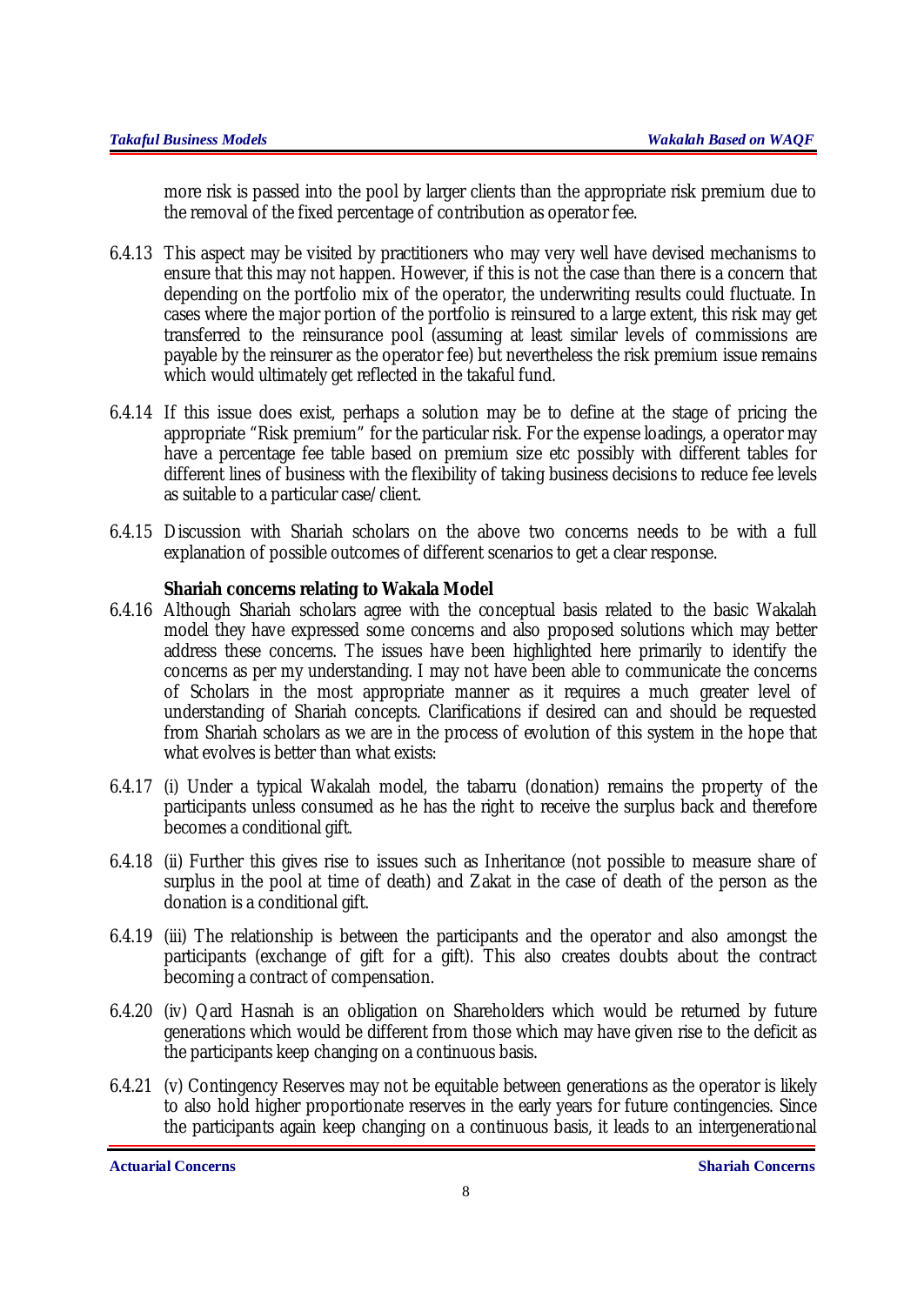more risk is passed into the pool by larger clients than the appropriate risk premium due to the removal of the fixed percentage of contribution as operator fee.

6.4.13 This aspect may be visited by practitioners who may very well have devised mechanisms to ensure that this may not happen. However, if this is not the case than there is a concern that depending on the portfolio mix of the operator, the underwriting results could fluctuate. In cases where the major portion of the portfolio is reinsured to a large extent, this risk may get transferred to the reinsurance pool (assuming at least similar levels of commissions are payable by the reinsurer as the operator fee) but nevertheless the risk premium issue remains which would ultimately get reflected in the takaful fund.

6.4.14 If this issue does exist, perhaps a solution may be to define at the stage of pricing the appropriate "Risk premium" for the particular risk. For the expense loadings, a operator may have a percentage fee table based on premium size etc possibly with different tables for different lines of business with the flexibility of taking business decisions to reduce fee levels as suitable to a particular case/client.

6.4.15 Discussion with Shariah scholars on the above two concerns needs to be with a full explanation of possible outcomes of different scenarios to get a clear response.

**Shariah concerns relating to Wakala Model**

6.4.16 Although Shariah scholars agree with the conceptual basis related to the basic Wakalah model they have expressed some concerns and also proposed solutions which may better address these concerns. The issues have been highlighted here primarily to identify the concerns as per my understanding. I may not have been able to communicate the concerns of Scholars in the most appropriate manner as it requires a much greater level of understanding of Shariah concepts. Clarifications if desired can and should be requested from Shariah scholars as we are in the process of evolution of this system in the hope that what evolves is better than what exists:

6.4.17 (i) Under a typical Wakalah model, the tabarru (donation) remains the property of the participants unless consumed as he has the right to receive the surplus back and therefore becomes a conditional gift.

6.4.18 (ii) Further this gives rise to issues such as Inheritance (not possible to measure share of surplus in the pool at time of death) and Zakat in the case of death of the person as the donation is a conditional gift.

6.4.19 (iii) The relationship is between the participants and the operator and also amongst the participants (exchange of gift for a gift). This also creates doubts about the contract becoming a contract of compensation.

6.4.20 (iv) Qard Hasnah is an obligation on Shareholders which would be returned by future generations which would be different from those which may have given rise to the deficit as the participants keep changing on a continuous basis.

6.4.21 (v) Contingency Reserves may not be equitable between generations as the operator is likely to also hold higher proportionate reserves in the early years for future contingencies. Since the participants again keep changing on a continuous basis, it leads to an intergenerational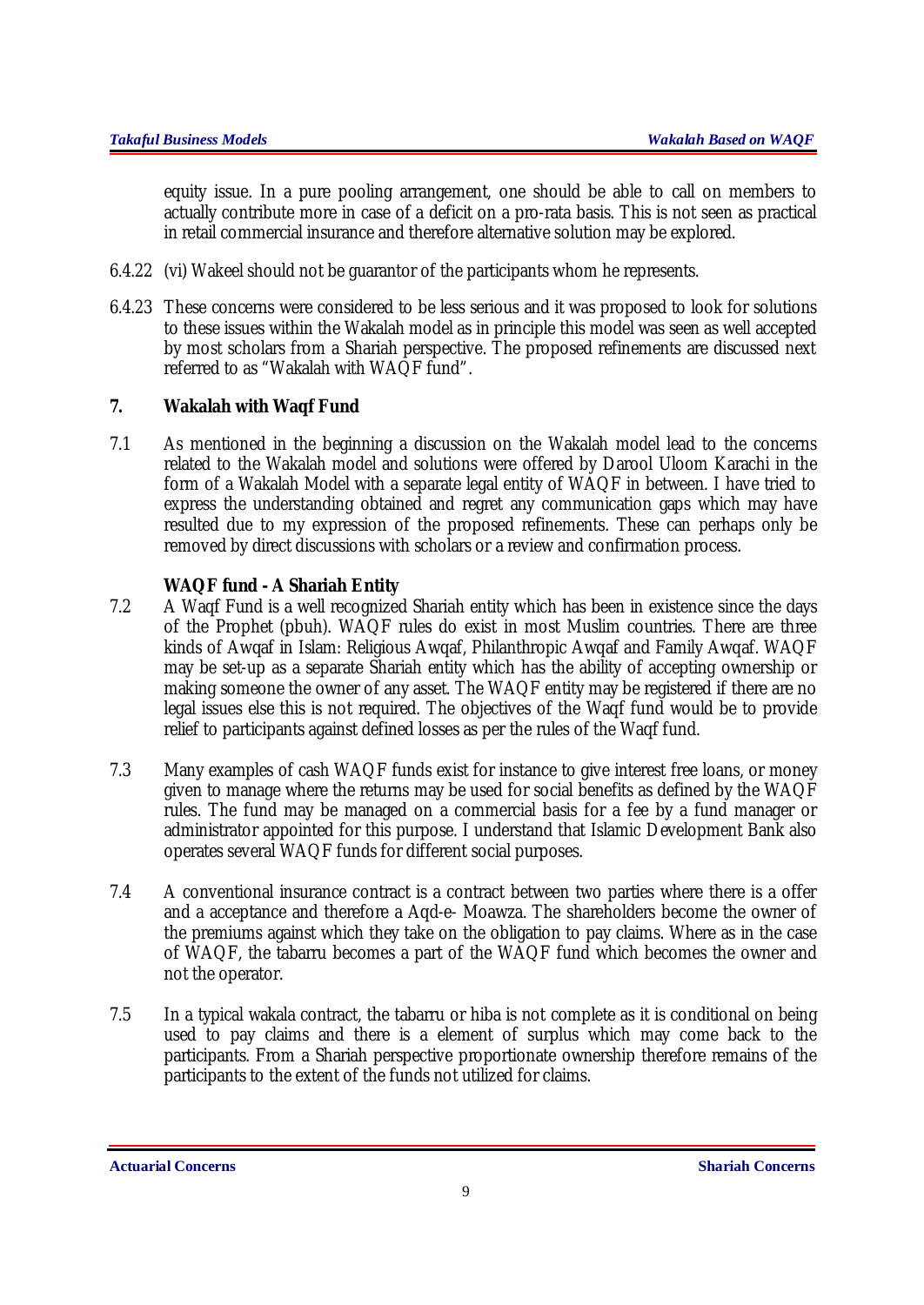equity issue. In a pure pooling arrangement, one should be able to call on members to actually contribute more in case of a deficit on a pro-rata basis. This is not seen as practical in retail commercial insurance and therefore alternative solution may be explored.

6.4.22 (vi) Wakeel should not be guarantor of the participants whom he represents.

6.4.23 These concerns were considered to be less serious and it was proposed to look for solutions to these issues within the Wakalah model as in principle this model was seen as well accepted by most scholars from a Shariah perspective. The proposed refinements are discussed next referred to as "Wakalah with WAQF fund".

## 7. Wakalah with Waqf Fund

7.1 As mentioned in the beginning a discussion on the Wakalah model lead to the concerns related to the Wakalah model and solutions were offered by Darool Uloom Karachi in the form of a Wakalah Model with a separate legal entity of WAQF in between. I have tried to express the understanding obtained and regret any communication gaps which may have resulted due to my expression of the proposed refinements. These can perhaps only be removed by direct discussions with scholars or a review and confirmation process.

### WAQF fund - A Shariah Entity

7.2 A Waqf Fund is a well recognized Shariah entity which has been in existence since the days of the Prophet (pbuh). WAQF rules do exist in most Muslim countries. There are three kinds of Awqaf in Islam: Religious Awqaf, Philanthropic Awqaf and Family Awqaf. WAQF may be set-up as a separate Shariah entity which has the ability of accepting ownership or making someone the owner of any asset. The WAQF entity may be registered if there are no legal issues else this is not required. The objectives of the Waqf fund would be to provide relief to participants against defined losses as per the rules of the Waqf fund.

7.3 Many examples of cash WAQF funds exist for instance to give interest free loans, or money given to manage where the returns may be used for social benefits as defined by the WAQF rules. The fund may be managed on a commercial basis for a fee by a fund manager or administrator appointed for this purpose. I understand that Islamic Development Bank also operates several WAQF funds for different social purposes.

7.4 A conventional insurance contract is a contract between two parties where there is a offer and a acceptance and therefore a Aqd-e- Moawza. The shareholders become the owner of the premiums against which they take on the obligation to pay claims. Where as in the case of WAQF, the tabarru becomes a part of the WAQF fund which becomes the owner and not the operator.

7.5 In a typical wakala contract, the tabarru or hiba is not complete as it is conditional on being used to pay claims and there is a element of surplus which may come back to the participants. From a Shariah perspective proportionate ownership therefore remains of the participants to the extent of the funds not utilized for claims.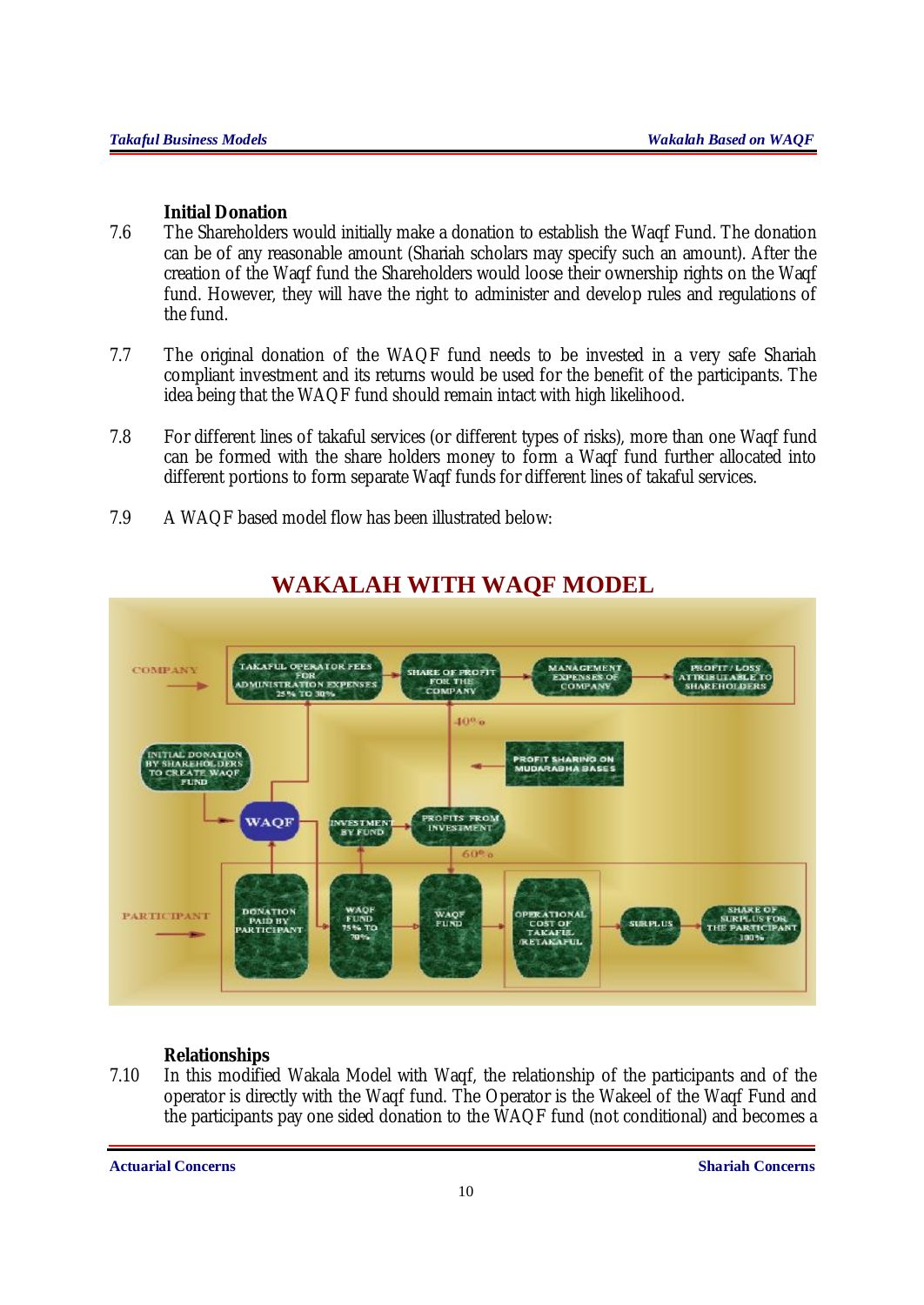**Initial Donation**

7.6 The Shareholders would initially make a donation to establish the Waqf Fund. The donation can be of any reasonable amount (Shariah scholars may specify such an amount). After the creation of the Waqf fund the Shareholders would loose their ownership rights on the Waqf fund. However, they will have the right to administer and develop rules and regulations of the fund.

7.7 The original donation of the WAQF fund needs to be invested in a very safe Shariah compliant investment and its returns would be used for the benefit of the participants. The idea being that the WAQF fund should remain intact with high likelihood.

7.8 For different lines of takaful services (or different types of risks), more than one Waqf fund can be formed with the share holders money to form a Waqf fund further allocated into different portions to form separate Waqf funds for different lines of takaful services.

7.9 A WAQF based model flow has been illustrated below:

## WAKALAH WITH WAQF MODEL

COMPANY → TAKAFUL OPERATOR FEES FOR ADMINISTRATION EXPENSES 25% TO 30% → SHARE OF PROFIT FOR THE COMPANY → MANAGEMENT EXPENSES OF COMPANY → PROFIT / LOSS ATTRIBUTABLE TO SHAREHOLDERS

40%

INITIAL DONATION BY SHAREHOLDERS TO CREATE WAQF FUND

PROFIT SHARING ON MUDARABHA BASES

WAQF → INVESTMENT BY FUND → PROFITS FROM INVESTMENT

60%

PARTICIPANT → DONATION PAID BY PARTICIPANT → WAQF FUND 75% TO 70% → WAQF FUND → OPERATIONAL COST OF TAKAFUL /RETAKAFUL → SURPLUS → SHARE OF SURPLUS FOR THE PARTICIPANT 100%

**Relationships**

7.10 In this modified Wakala Model with Waqf, the relationship of the participants and of the operator is directly with the Waqf fund. The Operator is the Wakeel of the Waqf Fund and the participants pay one sided donation to the WAQF fund (not conditional) and becomes a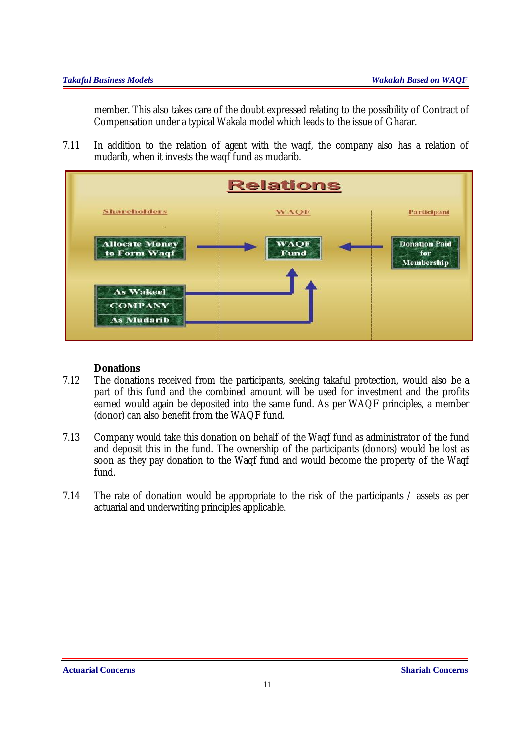member. This also takes care of the doubt expressed relating to the possibility of Contract of Compensation under a typical Wakala model which leads to the issue of Gharar.

7.11 In addition to the relation of agent with the waqf, the company also has a relation of mudarib, when it invests the waqf fund as mudarib.

**Relations**

| Shareholders | WAQF | Participant |
|---|---|---|
| Allocate Money to Form Waqf → | WAQF Fund | ← Donation Paid for Membership |
| As Wakeel / COMPANY / As Mudarib → | ↑ WAQF Fund | |

### Donations

7.12 The donations received from the participants, seeking takaful protection, would also be a part of this fund and the combined amount will be used for investment and the profits earned would again be deposited into the same fund. As per WAQF principles, a member (donor) can also benefit from the WAQF fund.

7.13 Company would take this donation on behalf of the Waqf fund as administrator of the fund and deposit this in the fund. The ownership of the participants (donors) would be lost as soon as they pay donation to the Waqf fund and would become the property of the Waqf fund.

7.14 The rate of donation would be appropriate to the risk of the participants / assets as per actuarial and underwriting principles applicable.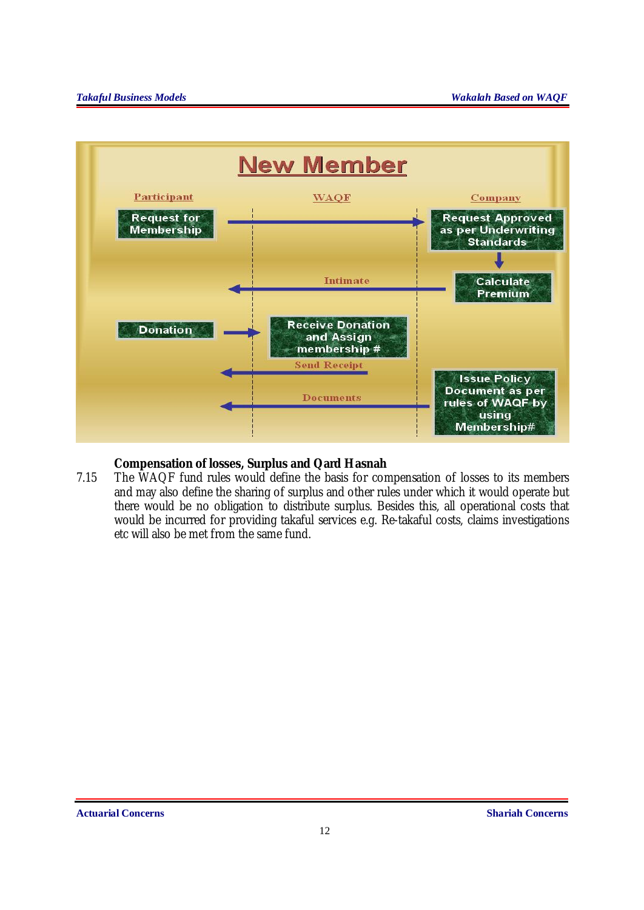## New Member

**Participant** | **WAQF** | **Company**

- Request for Membership → Request Approved as per Underwriting Standards
- Request Approved as per Underwriting Standards → Calculate Premium
- Calculate Premium → (Intimate) → Participant
- Donation → Receive Donation and Assign membership #
- Receive Donation and Assign membership # → (Send Receipt) → Participant
- Issue Policy Document as per rules of WAQF by using Membership# → (Documents) → Participant

**Compensation of losses, Surplus and Qard Hasnah**

7.15 The WAQF fund rules would define the basis for compensation of losses to its members and may also define the sharing of surplus and other rules under which it would operate but there would be no obligation to distribute surplus. Besides this, all operational costs that would be incurred for providing takaful services e.g. Re-takaful costs, claims investigations etc will also be met from the same fund.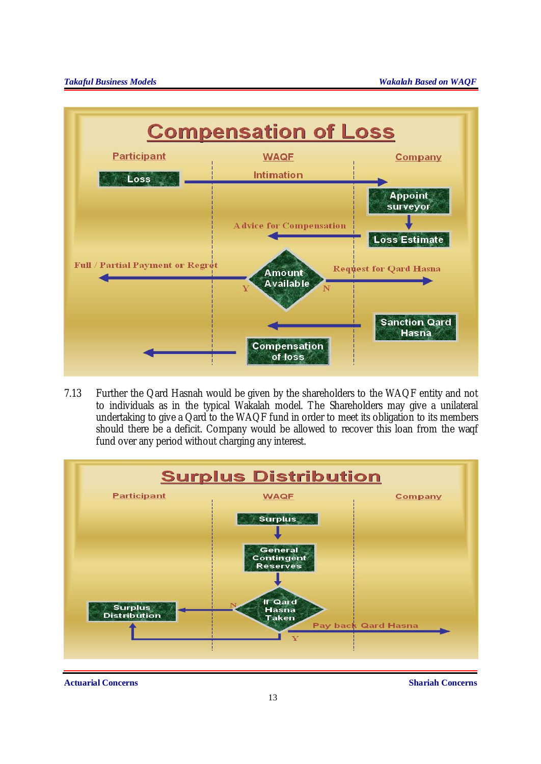## Compensation of Loss

| Participant | WAQF | Company |
|---|---|---|
| Loss | Intimation → | |
| | | Appoint surveyor |
| | ← Advice for Compensation | Loss Estimate |
| ← Full / Partial Payment or Regret (Y) | Amount Available | (N) Request for Qard Hasna → |
| | ← | Sanction Qard Hasna |
| ← | Compensation of loss | |

7.13 Further the Qard Hasnah would be given by the shareholders to the WAQF entity and not to individuals as in the typical Wakalah model. The Shareholders may give a unilateral undertaking to give a Qard to the WAQF fund in order to meet its obligation to its members should there be a deficit. Company would be allowed to recover this loan from the waqf fund over any period without charging any interest.

## Surplus Distribution

| Participant | WAQF | Company |
|---|---|---|
| | Surplus | |
| | General Contingent Reserves | |
| Surplus Distribution ← (N) | If Qard Hasna Taken | (Y) Pay back Qard Hasna → |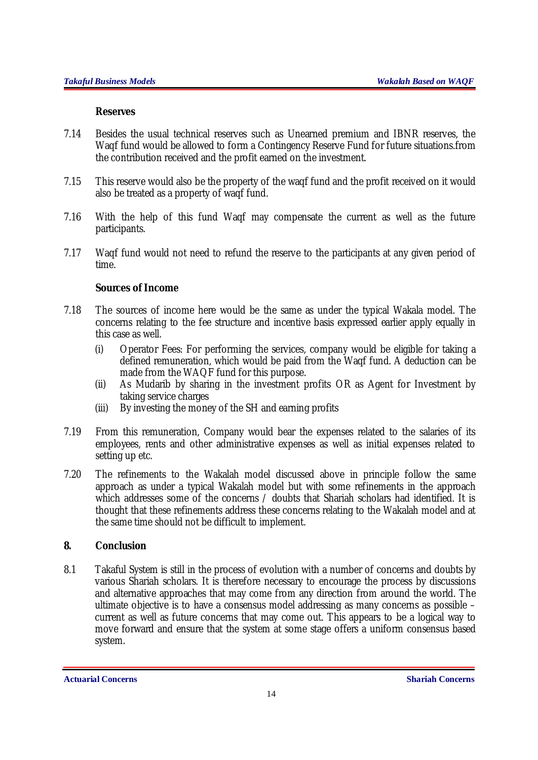### Reserves

7.14 Besides the usual technical reserves such as Unearned premium and IBNR reserves, the Waqf fund would be allowed to form a Contingency Reserve Fund for future situations.from the contribution received and the profit earned on the investment.

7.15 This reserve would also be the property of the waqf fund and the profit received on it would also be treated as a property of waqf fund.

7.16 With the help of this fund Waqf may compensate the current as well as the future participants.

7.17 Waqf fund would not need to refund the reserve to the participants at any given period of time.

### Sources of Income

7.18 The sources of income here would be the same as under the typical Wakala model. The concerns relating to the fee structure and incentive basis expressed earlier apply equally in this case as well.

(i) Operator Fees: For performing the services, company would be eligible for taking a defined remuneration, which would be paid from the Waqf fund. A deduction can be made from the WAQF fund for this purpose.
(ii) As Mudarib by sharing in the investment profits OR as Agent for Investment by taking service charges
(iii) By investing the money of the SH and earning profits

7.19 From this remuneration, Company would bear the expenses related to the salaries of its employees, rents and other administrative expenses as well as initial expenses related to setting up etc.

7.20 The refinements to the Wakalah model discussed above in principle follow the same approach as under a typical Wakalah model but with some refinements in the approach which addresses some of the concerns / doubts that Shariah scholars had identified. It is thought that these refinements address these concerns relating to the Wakalah model and at the same time should not be difficult to implement.

## 8. Conclusion

8.1 Takaful System is still in the process of evolution with a number of concerns and doubts by various Shariah scholars. It is therefore necessary to encourage the process by discussions and alternative approaches that may come from any direction from around the world. The ultimate objective is to have a consensus model addressing as many concerns as possible – current as well as future concerns that may come out. This appears to be a logical way to move forward and ensure that the system at some stage offers a uniform consensus based system.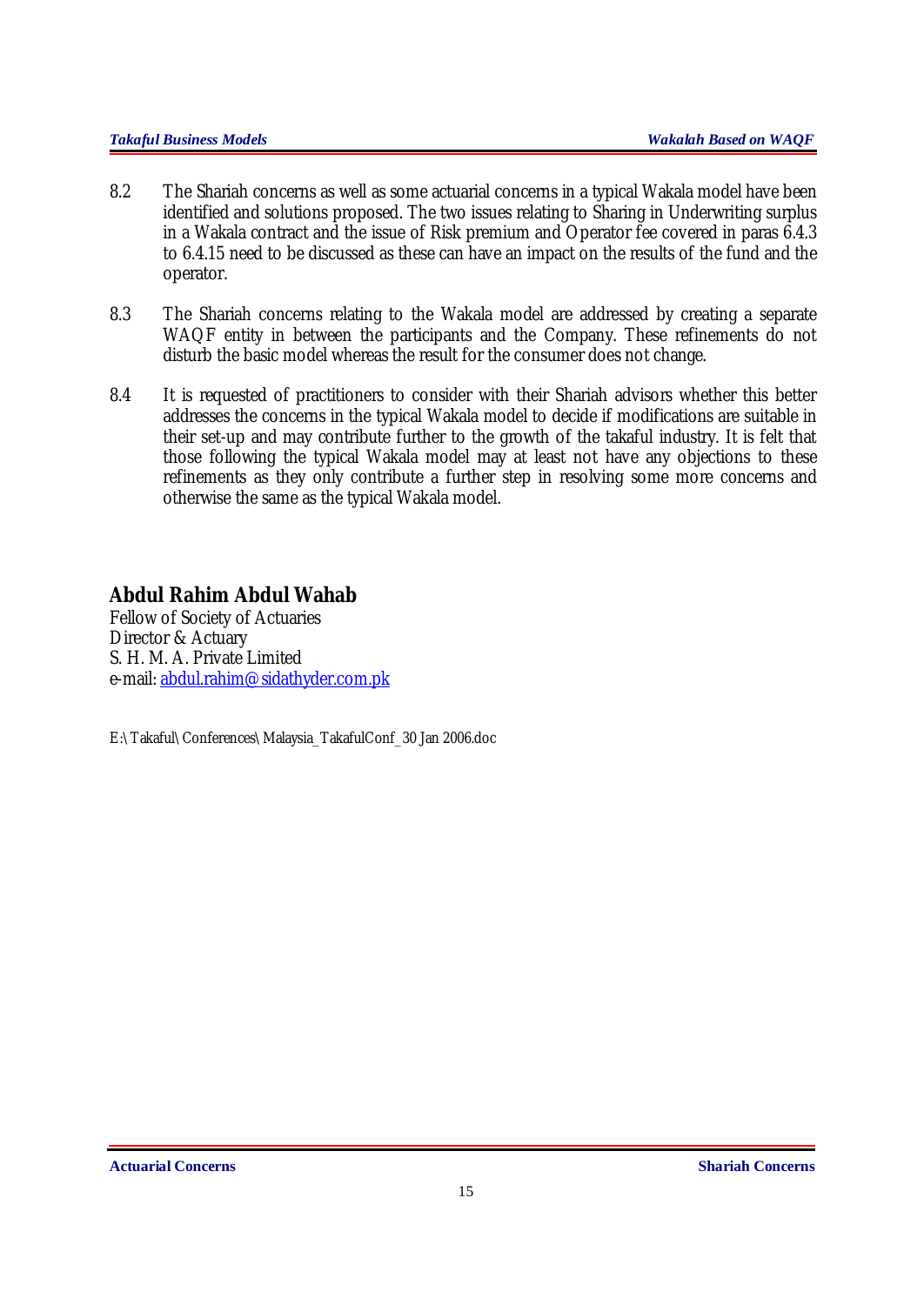8.2 The Shariah concerns as well as some actuarial concerns in a typical Wakala model have been identified and solutions proposed. The two issues relating to Sharing in Underwriting surplus in a Wakala contract and the issue of Risk premium and Operator fee covered in paras 6.4.3 to 6.4.15 need to be discussed as these can have an impact on the results of the fund and the operator.

8.3 The Shariah concerns relating to the Wakala model are addressed by creating a separate WAQF entity in between the participants and the Company. These refinements do not disturb the basic model whereas the result for the consumer does not change.

8.4 It is requested of practitioners to consider with their Shariah advisors whether this better addresses the concerns in the typical Wakala model to decide if modifications are suitable in their set-up and may contribute further to the growth of the takaful industry. It is felt that those following the typical Wakala model may at least not have any objections to these refinements as they only contribute a further step in resolving some more concerns and otherwise the same as the typical Wakala model.

**Abdul Rahim Abdul Wahab**
Fellow of Society of Actuaries
Director & Actuary
S. H. M. A. Private Limited
e-mail: abdul.rahim@sidathyder.com.pk

E:\Takaful\Conferences\Malaysia_TakafulConf_30 Jan 2006.doc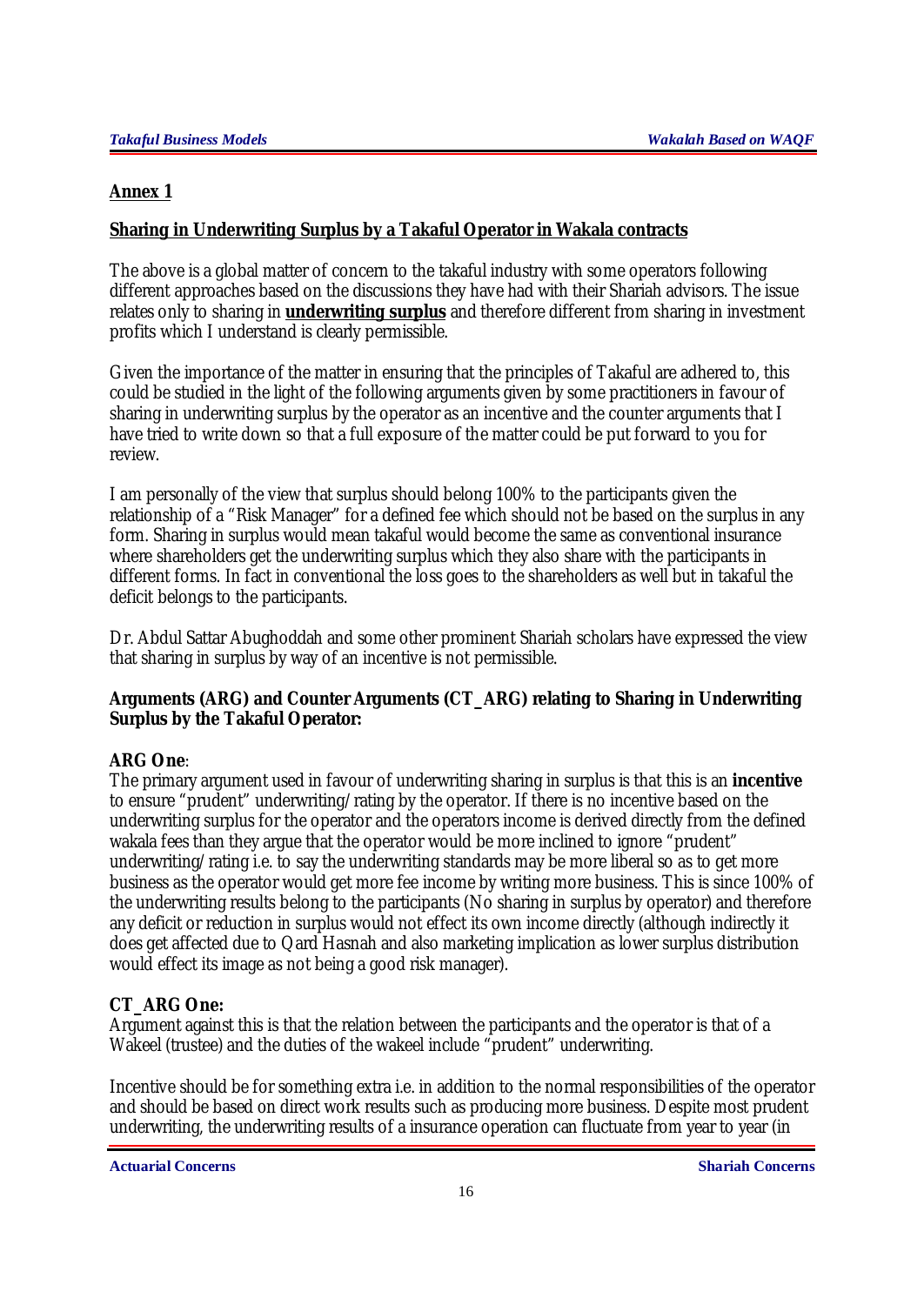## Annex 1

### Sharing in Underwriting Surplus by a Takaful Operator in Wakala contracts

The above is a global matter of concern to the takaful industry with some operators following different approaches based on the discussions they have had with their Shariah advisors. The issue relates only to sharing in **underwriting surplus** and therefore different from sharing in investment profits which I understand is clearly permissible.

Given the importance of the matter in ensuring that the principles of Takaful are adhered to, this could be studied in the light of the following arguments given by some practitioners in favour of sharing in underwriting surplus by the operator as an incentive and the counter arguments that I have tried to write down so that a full exposure of the matter could be put forward to you for review.

I am personally of the view that surplus should belong 100% to the participants given the relationship of a "Risk Manager" for a defined fee which should not be based on the surplus in any form. Sharing in surplus would mean takaful would become the same as conventional insurance where shareholders get the underwriting surplus which they also share with the participants in different forms. In fact in conventional the loss goes to the shareholders as well but in takaful the deficit belongs to the participants.

Dr. Abdul Sattar Abughoddah and some other prominent Shariah scholars have expressed the view that sharing in surplus by way of an incentive is not permissible.

**Arguments (ARG) and Counter Arguments (CT_ARG) relating to Sharing in Underwriting Surplus by the Takaful Operator:**

**ARG One**:
The primary argument used in favour of underwriting sharing in surplus is that this is an **incentive** to ensure "prudent" underwriting/rating by the operator. If there is no incentive based on the underwriting surplus for the operator and the operators income is derived directly from the defined wakala fees than they argue that the operator would be more inclined to ignore "prudent" underwriting/rating i.e. to say the underwriting standards may be more liberal so as to get more business as the operator would get more fee income by writing more business. This is since 100% of the underwriting results belong to the participants (No sharing in surplus by operator) and therefore any deficit or reduction in surplus would not effect its own income directly (although indirectly it does get affected due to Qard Hasnah and also marketing implication as lower surplus distribution would effect its image as not being a good risk manager).

**CT_ARG One:**
Argument against this is that the relation between the participants and the operator is that of a Wakeel (trustee) and the duties of the wakeel include "prudent" underwriting.

Incentive should be for something extra i.e. in addition to the normal responsibilities of the operator and should be based on direct work results such as producing more business. Despite most prudent underwriting, the underwriting results of a insurance operation can fluctuate from year to year (in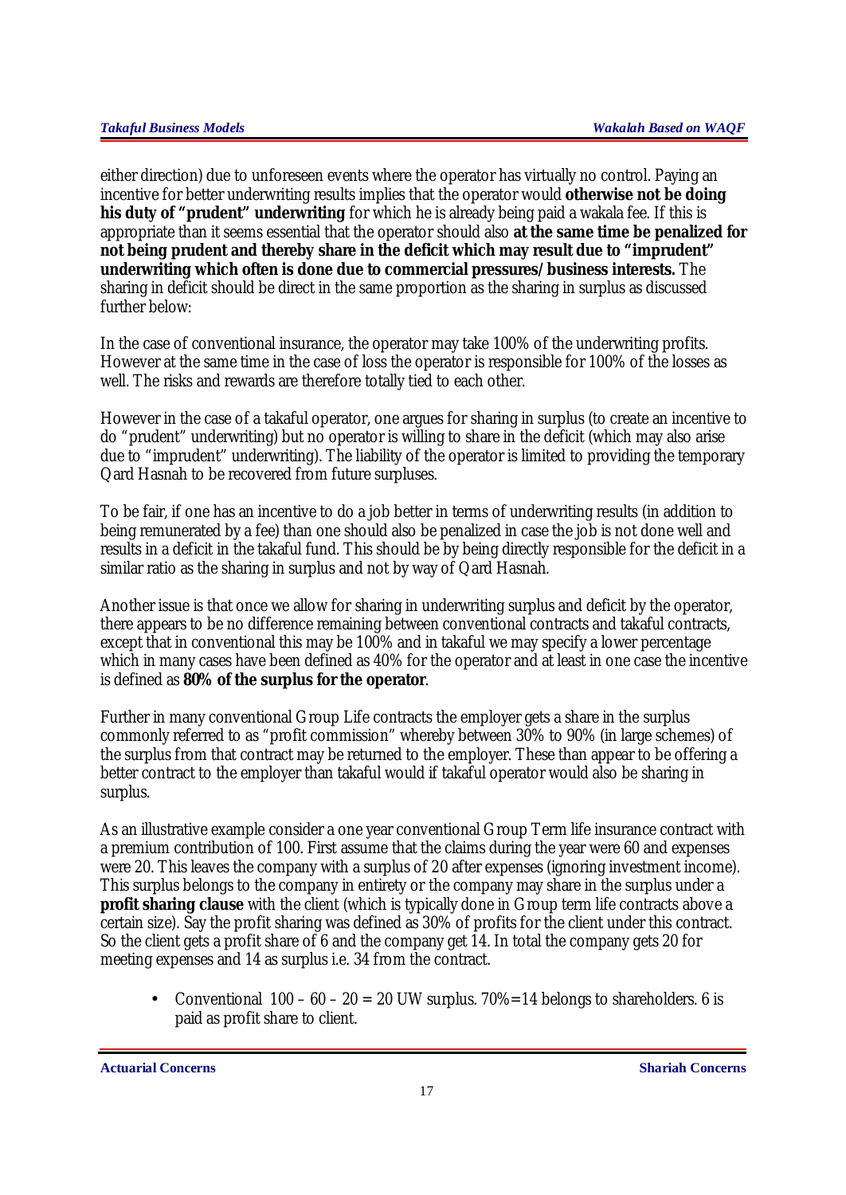either direction) due to unforeseen events where the operator has virtually no control. Paying an incentive for better underwriting results implies that the operator would **otherwise not be doing his duty of "prudent" underwriting** for which he is already being paid a wakala fee. If this is appropriate than it seems essential that the operator should also **at the same time be penalized for not being prudent and thereby share in the deficit which may result due to "imprudent" underwriting which often is done due to commercial pressures/business interests.** The sharing in deficit should be direct in the same proportion as the sharing in surplus as discussed further below:

In the case of conventional insurance, the operator may take 100% of the underwriting profits. However at the same time in the case of loss the operator is responsible for 100% of the losses as well. The risks and rewards are therefore totally tied to each other.

However in the case of a takaful operator, one argues for sharing in surplus (to create an incentive to do "prudent" underwriting) but no operator is willing to share in the deficit (which may also arise due to "imprudent" underwriting). The liability of the operator is limited to providing the temporary Qard Hasnah to be recovered from future surpluses.

To be fair, if one has an incentive to do a job better in terms of underwriting results (in addition to being remunerated by a fee) than one should also be penalized in case the job is not done well and results in a deficit in the takaful fund. This should be by being directly responsible for the deficit in a similar ratio as the sharing in surplus and not by way of Qard Hasnah.

Another issue is that once we allow for sharing in underwriting surplus and deficit by the operator, there appears to be no difference remaining between conventional contracts and takaful contracts, except that in conventional this may be 100% and in takaful we may specify a lower percentage which in many cases have been defined as 40% for the operator and at least in one case the incentive is defined as **80% of the surplus for the operator**.

Further in many conventional Group Life contracts the employer gets a share in the surplus commonly referred to as "profit commission" whereby between 30% to 90% (in large schemes) of the surplus from that contract may be returned to the employer. These than appear to be offering a better contract to the employer than takaful would if takaful operator would also be sharing in surplus.

As an illustrative example consider a one year conventional Group Term life insurance contract with a premium contribution of 100. First assume that the claims during the year were 60 and expenses were 20. This leaves the company with a surplus of 20 after expenses (ignoring investment income). This surplus belongs to the company in entirety or the company may share in the surplus under a **profit sharing clause** with the client (which is typically done in Group term life contracts above a certain size). Say the profit sharing was defined as 30% of profits for the client under this contract. So the client gets a profit share of 6 and the company get 14. In total the company gets 20 for meeting expenses and 14 as surplus i.e. 34 from the contract.

- Conventional 100 – 60 – 20 = 20 UW surplus. 70%=14 belongs to shareholders. 6 is paid as profit share to client.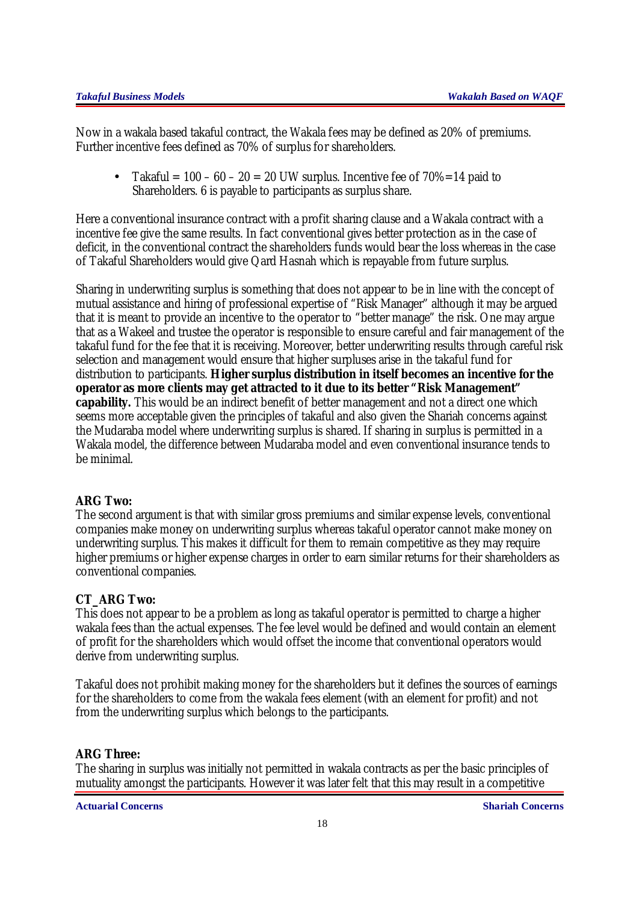Now in a wakala based takaful contract, the Wakala fees may be defined as 20% of premiums. Further incentive fees defined as 70% of surplus for shareholders.

- Takaful = 100 – 60 – 20 = 20 UW surplus. Incentive fee of 70%=14 paid to Shareholders. 6 is payable to participants as surplus share.

Here a conventional insurance contract with a profit sharing clause and a Wakala contract with a incentive fee give the same results. In fact conventional gives better protection as in the case of deficit, in the conventional contract the shareholders funds would bear the loss whereas in the case of Takaful Shareholders would give Qard Hasnah which is repayable from future surplus.

Sharing in underwriting surplus is something that does not appear to be in line with the concept of mutual assistance and hiring of professional expertise of "Risk Manager" although it may be argued that it is meant to provide an incentive to the operator to "better manage" the risk. One may argue that as a Wakeel and trustee the operator is responsible to ensure careful and fair management of the takaful fund for the fee that it is receiving. Moreover, better underwriting results through careful risk selection and management would ensure that higher surpluses arise in the takaful fund for distribution to participants. **Higher surplus distribution in itself becomes an incentive for the operator as more clients may get attracted to it due to its better "Risk Management" capability.** This would be an indirect benefit of better management and not a direct one which seems more acceptable given the principles of takaful and also given the Shariah concerns against the Mudaraba model where underwriting surplus is shared. If sharing in surplus is permitted in a Wakala model, the difference between Mudaraba model and even conventional insurance tends to be minimal.

**ARG Two:**
The second argument is that with similar gross premiums and similar expense levels, conventional companies make money on underwriting surplus whereas takaful operator cannot make money on underwriting surplus. This makes it difficult for them to remain competitive as they may require higher premiums or higher expense charges in order to earn similar returns for their shareholders as conventional companies.

**CT_ARG Two:**
This does not appear to be a problem as long as takaful operator is permitted to charge a higher wakala fees than the actual expenses. The fee level would be defined and would contain an element of profit for the shareholders which would offset the income that conventional operators would derive from underwriting surplus.

Takaful does not prohibit making money for the shareholders but it defines the sources of earnings for the shareholders to come from the wakala fees element (with an element for profit) and not from the underwriting surplus which belongs to the participants.

**ARG Three:**
The sharing in surplus was initially not permitted in wakala contracts as per the basic principles of mutuality amongst the participants. However it was later felt that this may result in a competitive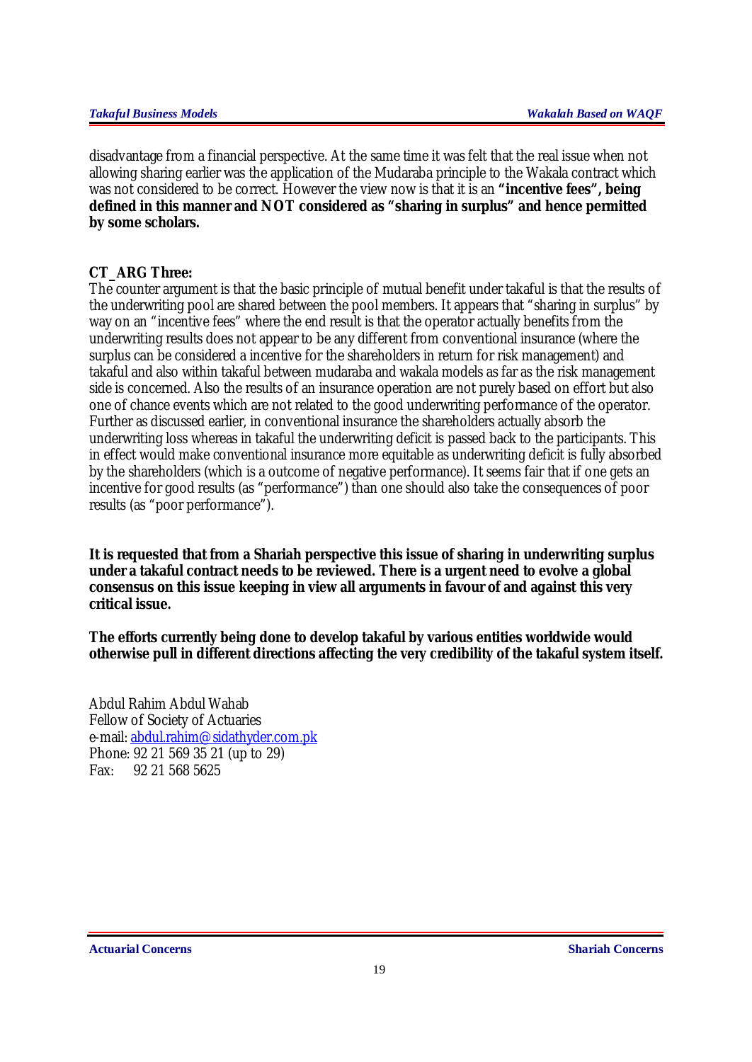disadvantage from a financial perspective. At the same time it was felt that the real issue when not allowing sharing earlier was the application of the Mudaraba principle to the Wakala contract which was not considered to be correct. However the view now is that it is an **"incentive fees", being defined in this manner and NOT considered as "sharing in surplus" and hence permitted by some scholars.**

**CT_ARG Three:**

The counter argument is that the basic principle of mutual benefit under takaful is that the results of the underwriting pool are shared between the pool members. It appears that "sharing in surplus" by way on an "incentive fees" where the end result is that the operator actually benefits from the underwriting results does not appear to be any different from conventional insurance (where the surplus can be considered a incentive for the shareholders in return for risk management) and takaful and also within takaful between mudaraba and wakala models as far as the risk management side is concerned. Also the results of an insurance operation are not purely based on effort but also one of chance events which are not related to the good underwriting performance of the operator. Further as discussed earlier, in conventional insurance the shareholders actually absorb the underwriting loss whereas in takaful the underwriting deficit is passed back to the participants. This in effect would make conventional insurance more equitable as underwriting deficit is fully absorbed by the shareholders (which is a outcome of negative performance). It seems fair that if one gets an incentive for good results (as "performance") than one should also take the consequences of poor results (as "poor performance").

**It is requested that from a Shariah perspective this issue of sharing in underwriting surplus under a takaful contract needs to be reviewed. There is a urgent need to evolve a global consensus on this issue keeping in view all arguments in favour of and against this very critical issue.**

**The efforts currently being done to develop takaful by various entities worldwide would otherwise pull in different directions affecting the very credibility of the takaful system itself.**

Abdul Rahim Abdul Wahab
Fellow of Society of Actuaries
e-mail: abdul.rahim@sidathyder.com.pk
Phone: 92 21 569 35 21 (up to 29)
Fax: 92 21 568 5625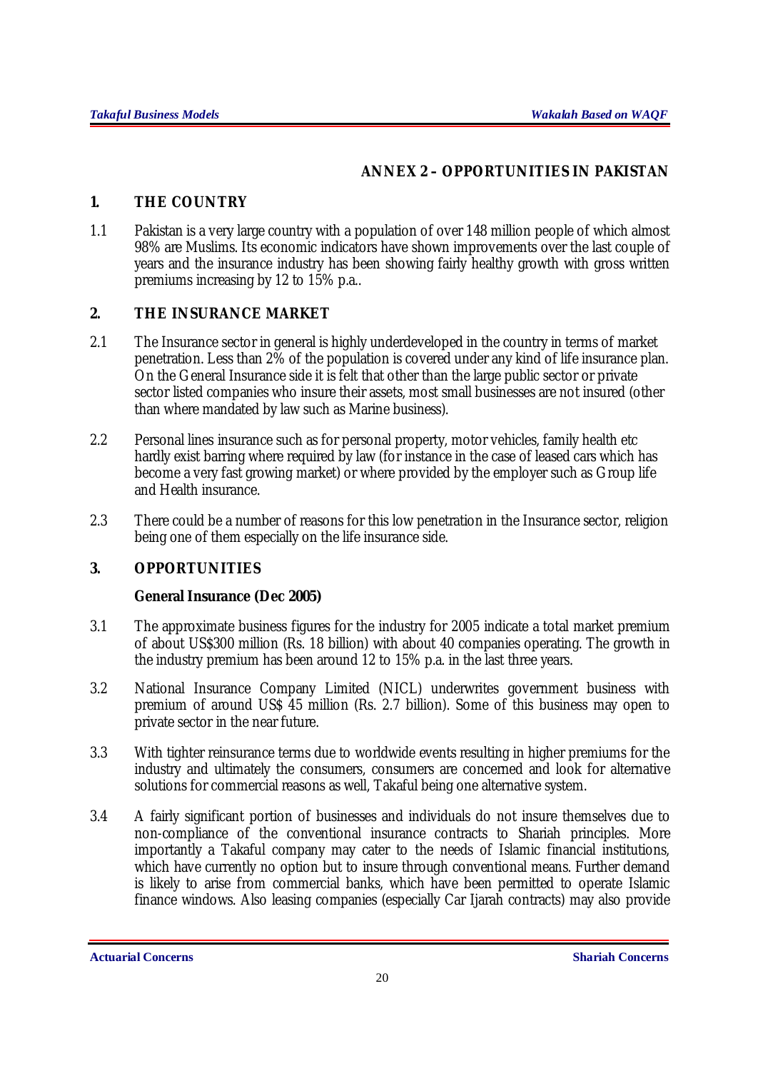## ANNEX 2 – OPPORTUNITIES IN PAKISTAN

### 1. THE COUNTRY

1.1 Pakistan is a very large country with a population of over 148 million people of which almost 98% are Muslims. Its economic indicators have shown improvements over the last couple of years and the insurance industry has been showing fairly healthy growth with gross written premiums increasing by 12 to 15% p.a..

### 2. THE INSURANCE MARKET

2.1 The Insurance sector in general is highly underdeveloped in the country in terms of market penetration. Less than 2% of the population is covered under any kind of life insurance plan. On the General Insurance side it is felt that other than the large public sector or private sector listed companies who insure their assets, most small businesses are not insured (other than where mandated by law such as Marine business).

2.2 Personal lines insurance such as for personal property, motor vehicles, family health etc hardly exist barring where required by law (for instance in the case of leased cars which has become a very fast growing market) or where provided by the employer such as Group life and Health insurance.

2.3 There could be a number of reasons for this low penetration in the Insurance sector, religion being one of them especially on the life insurance side.

### 3. OPPORTUNITIES

**General Insurance (Dec 2005)**

3.1 The approximate business figures for the industry for 2005 indicate a total market premium of about US$300 million (Rs. 18 billion) with about 40 companies operating. The growth in the industry premium has been around 12 to 15% p.a. in the last three years.

3.2 National Insurance Company Limited (NICL) underwrites government business with premium of around US$ 45 million (Rs. 2.7 billion). Some of this business may open to private sector in the near future.

3.3 With tighter reinsurance terms due to worldwide events resulting in higher premiums for the industry and ultimately the consumers, consumers are concerned and look for alternative solutions for commercial reasons as well, Takaful being one alternative system.

3.4 A fairly significant portion of businesses and individuals do not insure themselves due to non-compliance of the conventional insurance contracts to Shariah principles. More importantly a Takaful company may cater to the needs of Islamic financial institutions, which have currently no option but to insure through conventional means. Further demand is likely to arise from commercial banks, which have been permitted to operate Islamic finance windows. Also leasing companies (especially Car Ijarah contracts) may also provide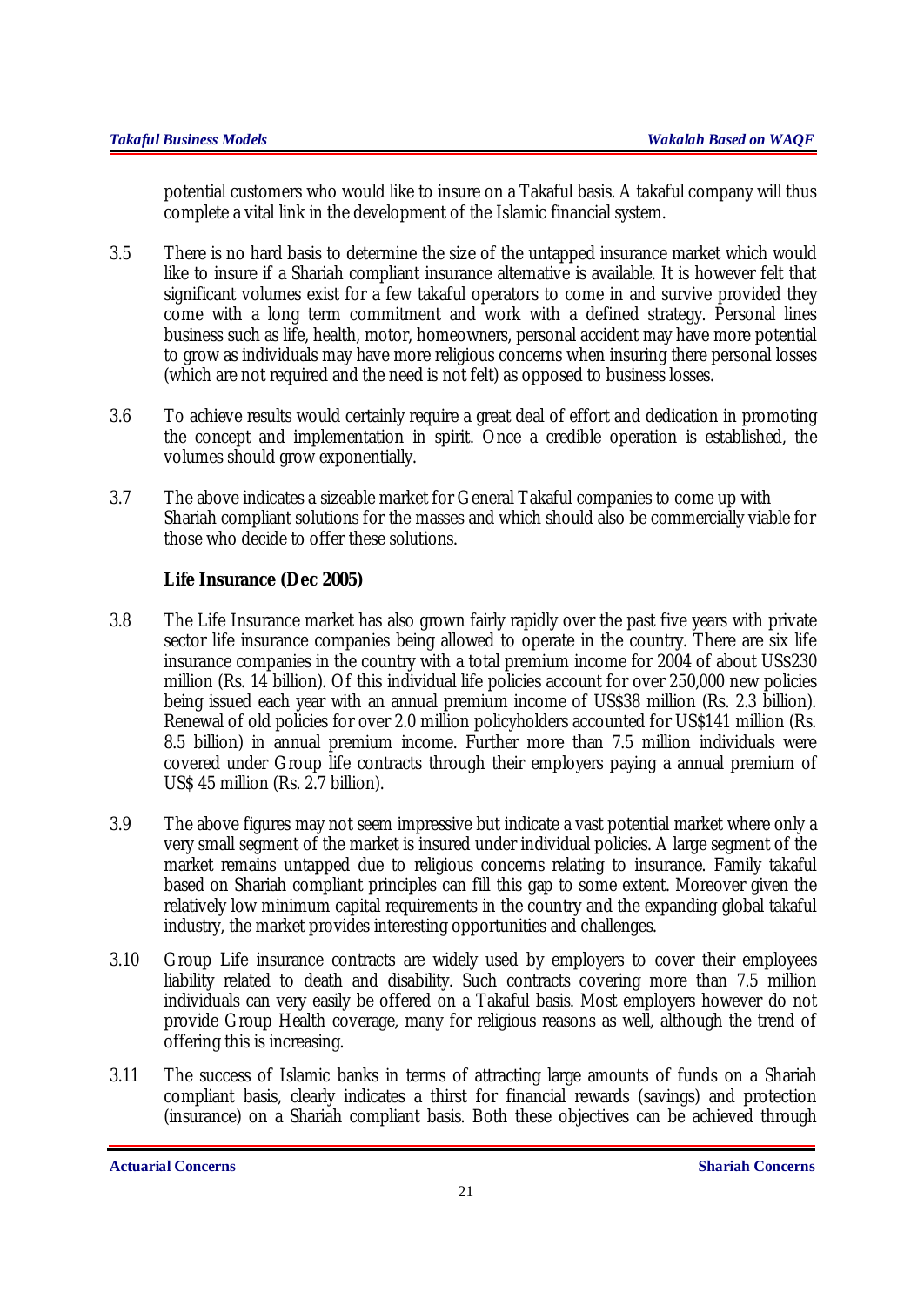potential customers who would like to insure on a Takaful basis. A takaful company will thus complete a vital link in the development of the Islamic financial system.

3.5 There is no hard basis to determine the size of the untapped insurance market which would like to insure if a Shariah compliant insurance alternative is available. It is however felt that significant volumes exist for a few takaful operators to come in and survive provided they come with a long term commitment and work with a defined strategy. Personal lines business such as life, health, motor, homeowners, personal accident may have more potential to grow as individuals may have more religious concerns when insuring there personal losses (which are not required and the need is not felt) as opposed to business losses.

3.6 To achieve results would certainly require a great deal of effort and dedication in promoting the concept and implementation in spirit. Once a credible operation is established, the volumes should grow exponentially.

3.7 The above indicates a sizeable market for General Takaful companies to come up with Shariah compliant solutions for the masses and which should also be commercially viable for those who decide to offer these solutions.

**Life Insurance (Dec 2005)**

3.8 The Life Insurance market has also grown fairly rapidly over the past five years with private sector life insurance companies being allowed to operate in the country. There are six life insurance companies in the country with a total premium income for 2004 of about US$230 million (Rs. 14 billion). Of this individual life policies account for over 250,000 new policies being issued each year with an annual premium income of US$38 million (Rs. 2.3 billion). Renewal of old policies for over 2.0 million policyholders accounted for US$141 million (Rs. 8.5 billion) in annual premium income. Further more than 7.5 million individuals were covered under Group life contracts through their employers paying a annual premium of US$ 45 million (Rs. 2.7 billion).

3.9 The above figures may not seem impressive but indicate a vast potential market where only a very small segment of the market is insured under individual policies. A large segment of the market remains untapped due to religious concerns relating to insurance. Family takaful based on Shariah compliant principles can fill this gap to some extent. Moreover given the relatively low minimum capital requirements in the country and the expanding global takaful industry, the market provides interesting opportunities and challenges.

3.10 Group Life insurance contracts are widely used by employers to cover their employees liability related to death and disability. Such contracts covering more than 7.5 million individuals can very easily be offered on a Takaful basis. Most employers however do not provide Group Health coverage, many for religious reasons as well, although the trend of offering this is increasing.

3.11 The success of Islamic banks in terms of attracting large amounts of funds on a Shariah compliant basis, clearly indicates a thirst for financial rewards (savings) and protection (insurance) on a Shariah compliant basis. Both these objectives can be achieved through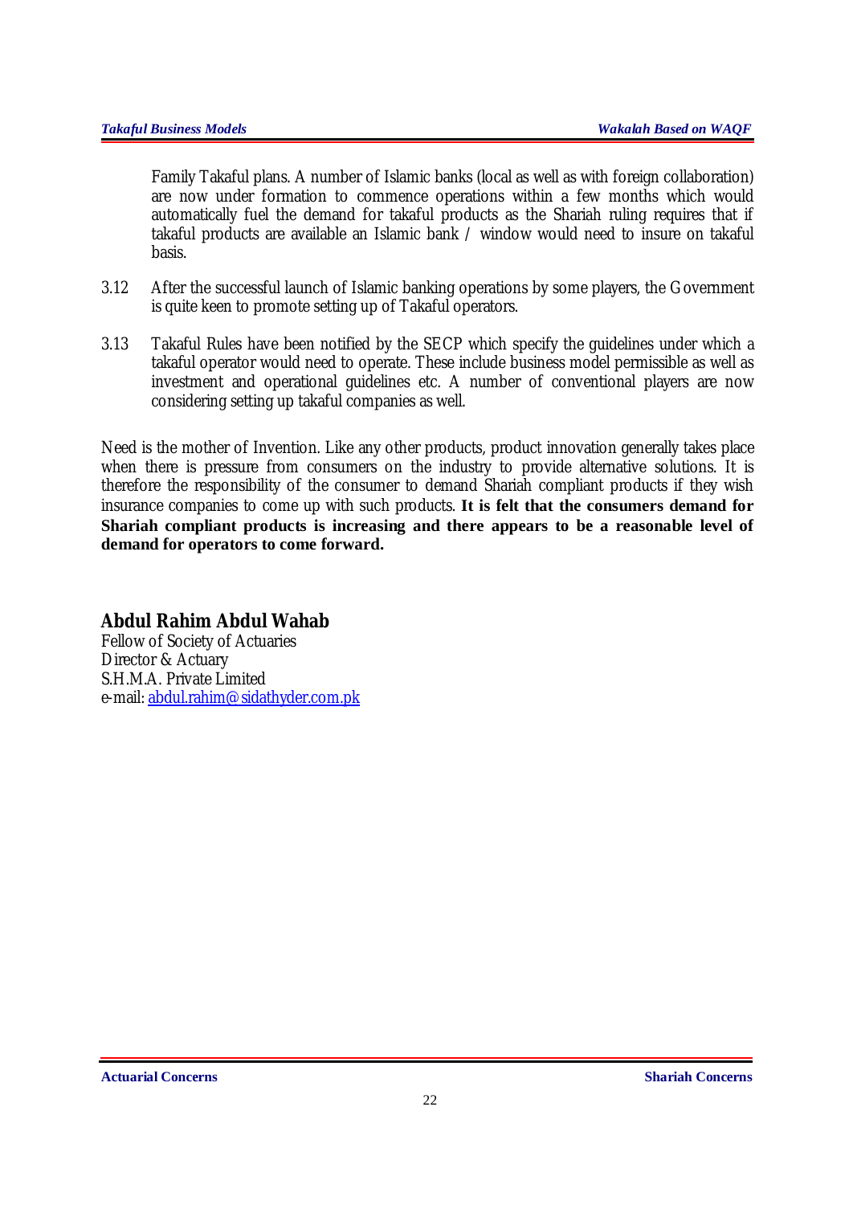Family Takaful plans. A number of Islamic banks (local as well as with foreign collaboration) are now under formation to commence operations within a few months which would automatically fuel the demand for takaful products as the Shariah ruling requires that if takaful products are available an Islamic bank / window would need to insure on takaful basis.

3.12 After the successful launch of Islamic banking operations by some players, the Government is quite keen to promote setting up of Takaful operators.

3.13 Takaful Rules have been notified by the SECP which specify the guidelines under which a takaful operator would need to operate. These include business model permissible as well as investment and operational guidelines etc. A number of conventional players are now considering setting up takaful companies as well.

Need is the mother of Invention. Like any other products, product innovation generally takes place when there is pressure from consumers on the industry to provide alternative solutions. It is therefore the responsibility of the consumer to demand Shariah compliant products if they wish insurance companies to come up with such products. **It is felt that the consumers demand for Shariah compliant products is increasing and there appears to be a reasonable level of demand for operators to come forward.**

**Abdul Rahim Abdul Wahab**
Fellow of Society of Actuaries
Director & Actuary
S.H.M.A. Private Limited
e-mail: abdul.rahim@sidathyder.com.pk